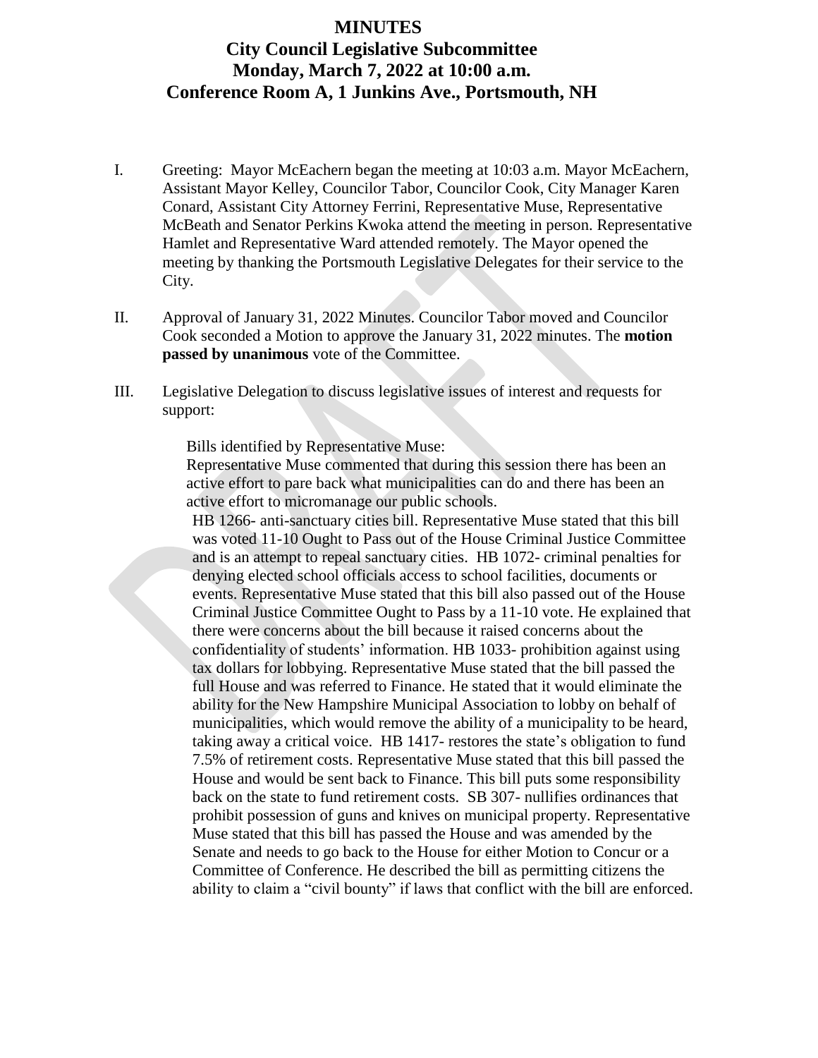# MINUTES
## City Council Legislative Subcommittee
## Monday, March 7, 2022 at 10:00 a.m.
## Conference Room A, 1 Junkins Ave., Portsmouth, NH

I. Greeting: Mayor McEachern began the meeting at 10:03 a.m. Mayor McEachern, Assistant Mayor Kelley, Councilor Tabor, Councilor Cook, City Manager Karen Conard, Assistant City Attorney Ferrini, Representative Muse, Representative McBeath and Senator Perkins Kwoka attend the meeting in person. Representative Hamlet and Representative Ward attended remotely. The Mayor opened the meeting by thanking the Portsmouth Legislative Delegates for their service to the City.

II. Approval of January 31, 2022 Minutes. Councilor Tabor moved and Councilor Cook seconded a Motion to approve the January 31, 2022 minutes. The **motion passed by unanimous** vote of the Committee.

III. Legislative Delegation to discuss legislative issues of interest and requests for support:

Bills identified by Representative Muse:
Representative Muse commented that during this session there has been an active effort to pare back what municipalities can do and there has been an active effort to micromanage our public schools.

HB 1266- anti-sanctuary cities bill. Representative Muse stated that this bill was voted 11-10 Ought to Pass out of the House Criminal Justice Committee and is an attempt to repeal sanctuary cities. HB 1072- criminal penalties for denying elected school officials access to school facilities, documents or events. Representative Muse stated that this bill also passed out of the House Criminal Justice Committee Ought to Pass by a 11-10 vote. He explained that there were concerns about the bill because it raised concerns about the confidentiality of students' information. HB 1033- prohibition against using tax dollars for lobbying. Representative Muse stated that the bill passed the full House and was referred to Finance. He stated that it would eliminate the ability for the New Hampshire Municipal Association to lobby on behalf of municipalities, which would remove the ability of a municipality to be heard, taking away a critical voice. HB 1417- restores the state's obligation to fund 7.5% of retirement costs. Representative Muse stated that this bill passed the House and would be sent back to Finance. This bill puts some responsibility back on the state to fund retirement costs. SB 307- nullifies ordinances that prohibit possession of guns and knives on municipal property. Representative Muse stated that this bill has passed the House and was amended by the Senate and needs to go back to the House for either Motion to Concur or a Committee of Conference. He described the bill as permitting citizens the ability to claim a "civil bounty" if laws that conflict with the bill are enforced.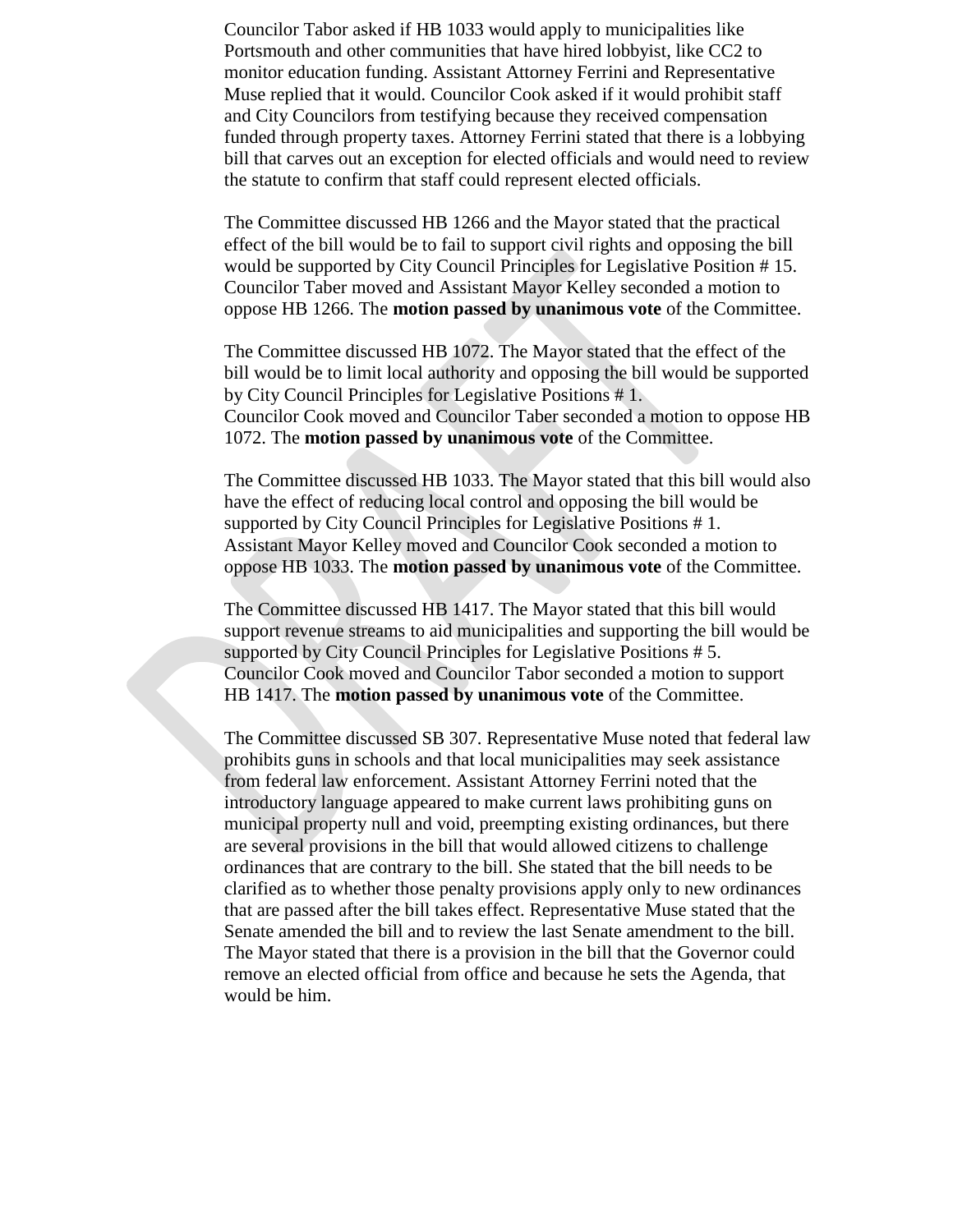Councilor Tabor asked if HB 1033 would apply to municipalities like Portsmouth and other communities that have hired lobbyist, like CC2 to monitor education funding. Assistant Attorney Ferrini and Representative Muse replied that it would. Councilor Cook asked if it would prohibit staff and City Councilors from testifying because they received compensation funded through property taxes. Attorney Ferrini stated that there is a lobbying bill that carves out an exception for elected officials and would need to review the statute to confirm that staff could represent elected officials.

The Committee discussed HB 1266 and the Mayor stated that the practical effect of the bill would be to fail to support civil rights and opposing the bill would be supported by City Council Principles for Legislative Position # 15. Councilor Taber moved and Assistant Mayor Kelley seconded a motion to oppose HB 1266. The **motion passed by unanimous vote** of the Committee.

The Committee discussed HB 1072. The Mayor stated that the effect of the bill would be to limit local authority and opposing the bill would be supported by City Council Principles for Legislative Positions # 1.
Councilor Cook moved and Councilor Taber seconded a motion to oppose HB 1072. The **motion passed by unanimous vote** of the Committee.

The Committee discussed HB 1033. The Mayor stated that this bill would also have the effect of reducing local control and opposing the bill would be supported by City Council Principles for Legislative Positions # 1.
Assistant Mayor Kelley moved and Councilor Cook seconded a motion to oppose HB 1033. The **motion passed by unanimous vote** of the Committee.

The Committee discussed HB 1417. The Mayor stated that this bill would support revenue streams to aid municipalities and supporting the bill would be supported by City Council Principles for Legislative Positions # 5.
Councilor Cook moved and Councilor Tabor seconded a motion to support HB 1417. The **motion passed by unanimous vote** of the Committee.

The Committee discussed SB 307. Representative Muse noted that federal law prohibits guns in schools and that local municipalities may seek assistance from federal law enforcement. Assistant Attorney Ferrini noted that the introductory language appeared to make current laws prohibiting guns on municipal property null and void, preempting existing ordinances, but there are several provisions in the bill that would allowed citizens to challenge ordinances that are contrary to the bill. She stated that the bill needs to be clarified as to whether those penalty provisions apply only to new ordinances that are passed after the bill takes effect. Representative Muse stated that the Senate amended the bill and to review the last Senate amendment to the bill. The Mayor stated that there is a provision in the bill that the Governor could remove an elected official from office and because he sets the Agenda, that would be him.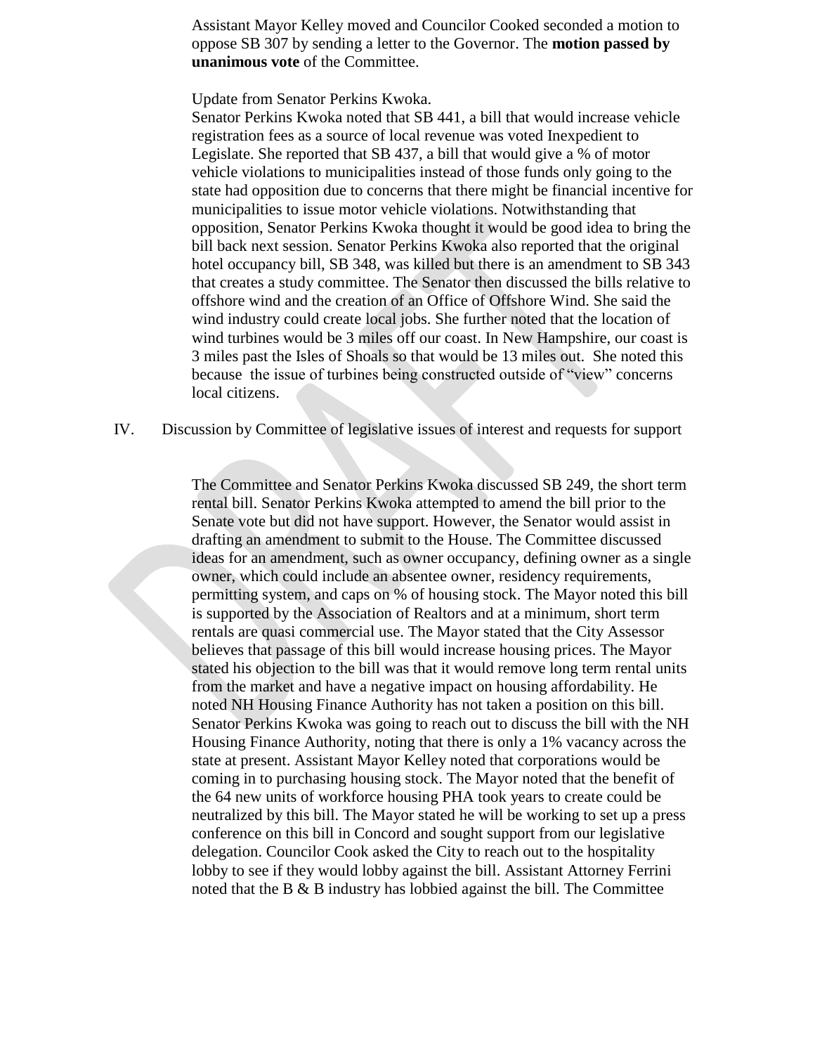Assistant Mayor Kelley moved and Councilor Cooked seconded a motion to oppose SB 307 by sending a letter to the Governor. The **motion passed by unanimous vote** of the Committee.

Update from Senator Perkins Kwoka.

Senator Perkins Kwoka noted that SB 441, a bill that would increase vehicle registration fees as a source of local revenue was voted Inexpedient to Legislate. She reported that SB 437, a bill that would give a % of motor vehicle violations to municipalities instead of those funds only going to the state had opposition due to concerns that there might be financial incentive for municipalities to issue motor vehicle violations. Notwithstanding that opposition, Senator Perkins Kwoka thought it would be good idea to bring the bill back next session. Senator Perkins Kwoka also reported that the original hotel occupancy bill, SB 348, was killed but there is an amendment to SB 343 that creates a study committee. The Senator then discussed the bills relative to offshore wind and the creation of an Office of Offshore Wind. She said the wind industry could create local jobs. She further noted that the location of wind turbines would be 3 miles off our coast. In New Hampshire, our coast is 3 miles past the Isles of Shoals so that would be 13 miles out. She noted this because the issue of turbines being constructed outside of "view" concerns local citizens.

IV. Discussion by Committee of legislative issues of interest and requests for support

The Committee and Senator Perkins Kwoka discussed SB 249, the short term rental bill. Senator Perkins Kwoka attempted to amend the bill prior to the Senate vote but did not have support. However, the Senator would assist in drafting an amendment to submit to the House. The Committee discussed ideas for an amendment, such as owner occupancy, defining owner as a single owner, which could include an absentee owner, residency requirements, permitting system, and caps on % of housing stock. The Mayor noted this bill is supported by the Association of Realtors and at a minimum, short term rentals are quasi commercial use. The Mayor stated that the City Assessor believes that passage of this bill would increase housing prices. The Mayor stated his objection to the bill was that it would remove long term rental units from the market and have a negative impact on housing affordability. He noted NH Housing Finance Authority has not taken a position on this bill. Senator Perkins Kwoka was going to reach out to discuss the bill with the NH Housing Finance Authority, noting that there is only a 1% vacancy across the state at present. Assistant Mayor Kelley noted that corporations would be coming in to purchasing housing stock. The Mayor noted that the benefit of the 64 new units of workforce housing PHA took years to create could be neutralized by this bill. The Mayor stated he will be working to set up a press conference on this bill in Concord and sought support from our legislative delegation. Councilor Cook asked the City to reach out to the hospitality lobby to see if they would lobby against the bill. Assistant Attorney Ferrini noted that the B & B industry has lobbied against the bill. The Committee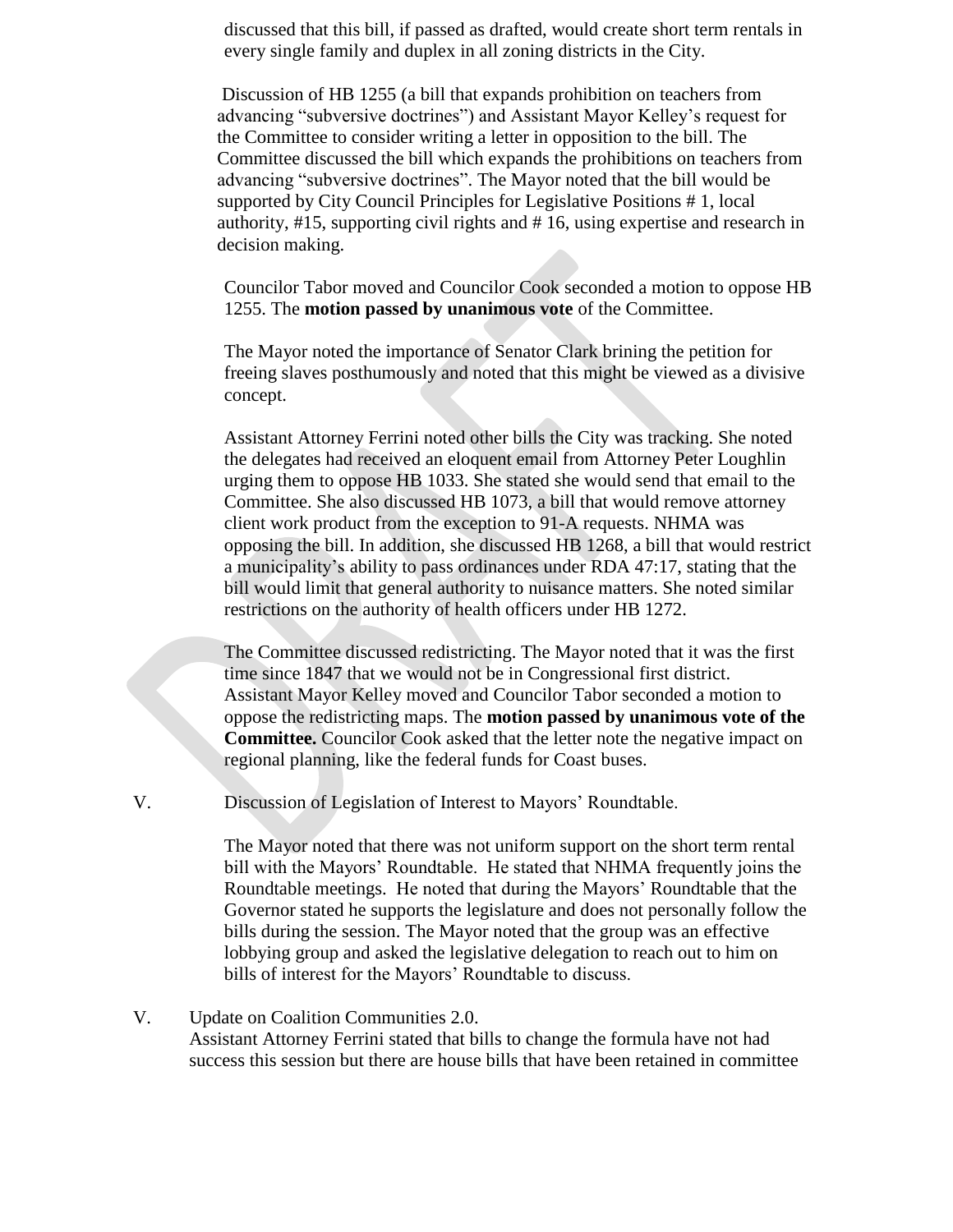discussed that this bill, if passed as drafted, would create short term rentals in every single family and duplex in all zoning districts in the City.

Discussion of HB 1255 (a bill that expands prohibition on teachers from advancing "subversive doctrines") and Assistant Mayor Kelley's request for the Committee to consider writing a letter in opposition to the bill. The Committee discussed the bill which expands the prohibitions on teachers from advancing "subversive doctrines". The Mayor noted that the bill would be supported by City Council Principles for Legislative Positions # 1, local authority, #15, supporting civil rights and # 16, using expertise and research in decision making.

Councilor Tabor moved and Councilor Cook seconded a motion to oppose HB 1255. The **motion passed by unanimous vote** of the Committee.

The Mayor noted the importance of Senator Clark brining the petition for freeing slaves posthumously and noted that this might be viewed as a divisive concept.

Assistant Attorney Ferrini noted other bills the City was tracking. She noted the delegates had received an eloquent email from Attorney Peter Loughlin urging them to oppose HB 1033. She stated she would send that email to the Committee. She also discussed HB 1073, a bill that would remove attorney client work product from the exception to 91-A requests. NHMA was opposing the bill. In addition, she discussed HB 1268, a bill that would restrict a municipality's ability to pass ordinances under RDA 47:17, stating that the bill would limit that general authority to nuisance matters. She noted similar restrictions on the authority of health officers under HB 1272.

The Committee discussed redistricting. The Mayor noted that it was the first time since 1847 that we would not be in Congressional first district. Assistant Mayor Kelley moved and Councilor Tabor seconded a motion to oppose the redistricting maps. The **motion passed by unanimous vote of the Committee.** Councilor Cook asked that the letter note the negative impact on regional planning, like the federal funds for Coast buses.

V. Discussion of Legislation of Interest to Mayors' Roundtable.

The Mayor noted that there was not uniform support on the short term rental bill with the Mayors' Roundtable. He stated that NHMA frequently joins the Roundtable meetings. He noted that during the Mayors' Roundtable that the Governor stated he supports the legislature and does not personally follow the bills during the session. The Mayor noted that the group was an effective lobbying group and asked the legislative delegation to reach out to him on bills of interest for the Mayors' Roundtable to discuss.

V. Update on Coalition Communities 2.0.

Assistant Attorney Ferrini stated that bills to change the formula have not had success this session but there are house bills that have been retained in committee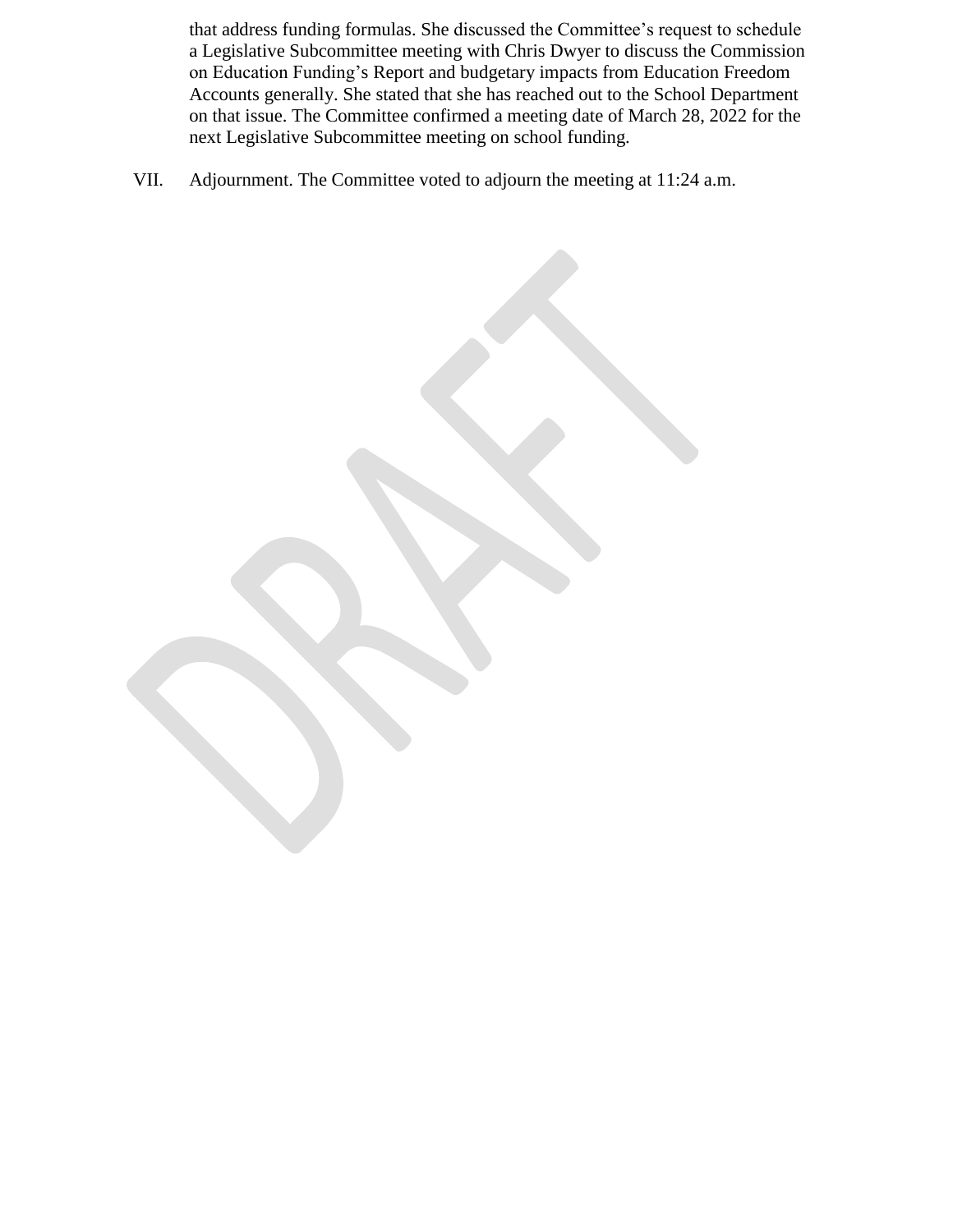that address funding formulas. She discussed the Committee's request to schedule a Legislative Subcommittee meeting with Chris Dwyer to discuss the Commission on Education Funding's Report and budgetary impacts from Education Freedom Accounts generally. She stated that she has reached out to the School Department on that issue. The Committee confirmed a meeting date of March 28, 2022 for the next Legislative Subcommittee meeting on school funding.

VII. Adjournment. The Committee voted to adjourn the meeting at 11:24 a.m.

DRAFT